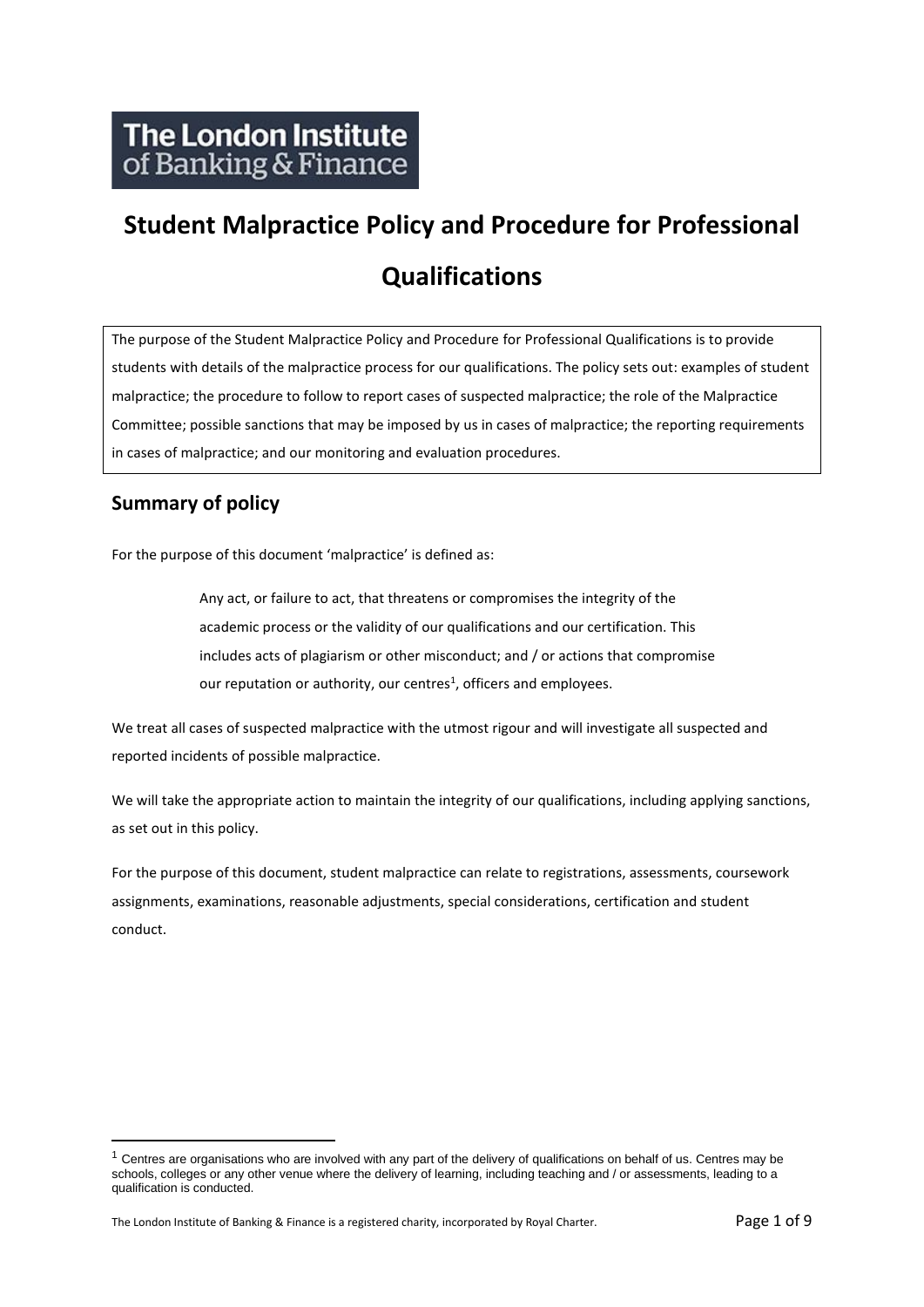The London Institute of Banking & Finance

# Student Malpractice Policy and Procedure for Professional Qualifications

The purpose of the Student Malpractice Policy and Procedure for Professional Qualifications is to provide students with details of the malpractice process for our qualifications. The policy sets out: examples of student malpractice; the procedure to follow to report cases of suspected malpractice; the role of the Malpractice Committee; possible sanctions that may be imposed by us in cases of malpractice; the reporting requirements in cases of malpractice; and our monitoring and evaluation procedures.

## Summary of policy

For the purpose of this document 'malpractice' is defined as:

> Any act, or failure to act, that threatens or compromises the integrity of the academic process or the validity of our qualifications and our certification. This includes acts of plagiarism or other misconduct; and / or actions that compromise our reputation or authority, our centres[1], officers and employees.

We treat all cases of suspected malpractice with the utmost rigour and will investigate all suspected and reported incidents of possible malpractice.

We will take the appropriate action to maintain the integrity of our qualifications, including applying sanctions, as set out in this policy.

For the purpose of this document, student malpractice can relate to registrations, assessments, coursework assignments, examinations, reasonable adjustments, special considerations, certification and student conduct.

---

[1] Centres are organisations who are involved with any part of the delivery of qualifications on behalf of us. Centres may be schools, colleges or any other venue where the delivery of learning, including teaching and / or assessments, leading to a qualification is conducted.

The London Institute of Banking & Finance is a registered charity, incorporated by Royal Charter.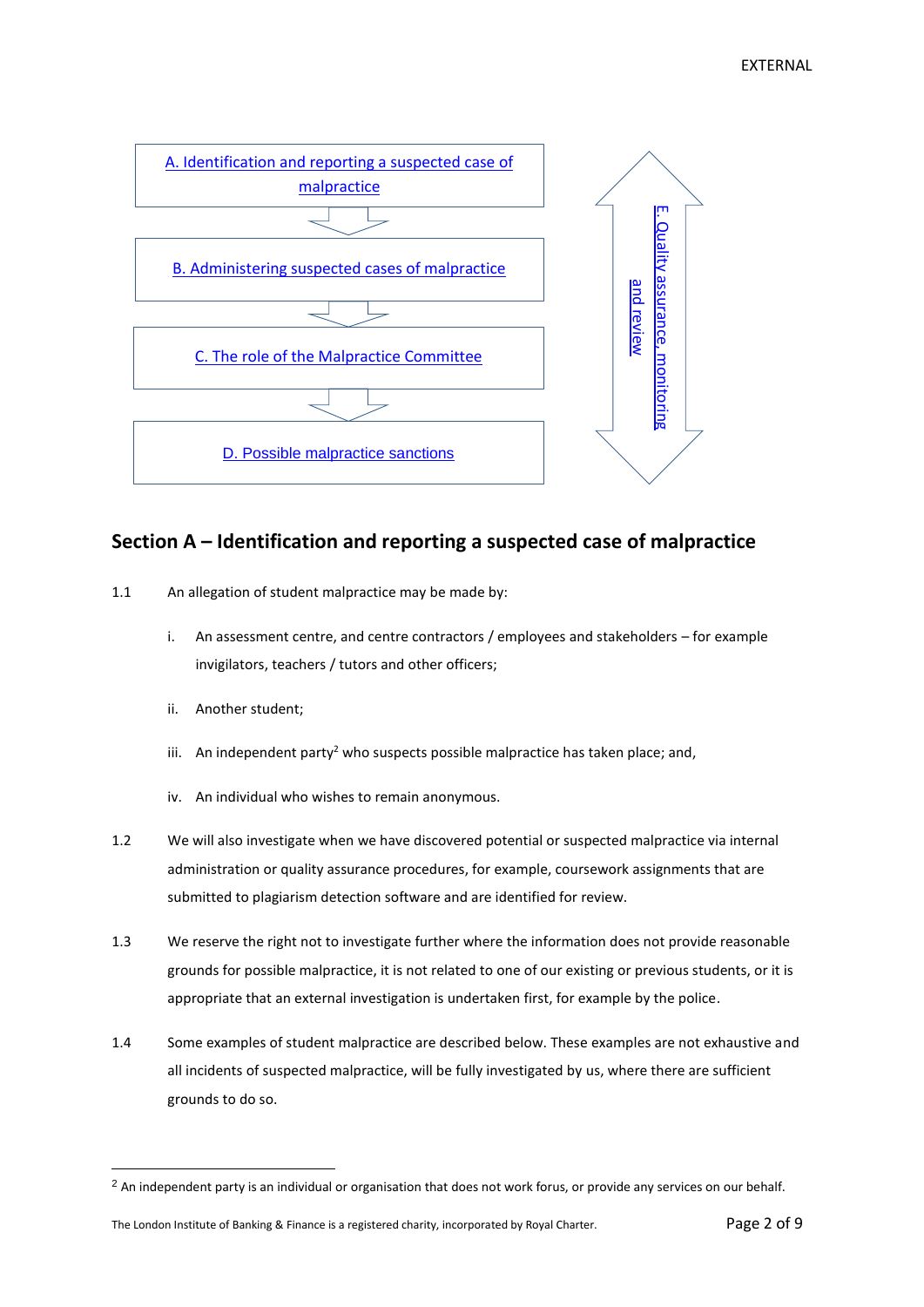A. Identification and reporting a suspected case of malpractice

B. Administering suspected cases of malpractice

C. The role of the Malpractice Committee

D. Possible malpractice sanctions

E. Quality assurance, monitoring and review

## Section A – Identification and reporting a suspected case of malpractice

1.1 An allegation of student malpractice may be made by:

   i. An assessment centre, and centre contractors / employees and stakeholders – for example invigilators, teachers / tutors and other officers;

   ii. Another student;

   iii. An independent party[2] who suspects possible malpractice has taken place; and,

   iv. An individual who wishes to remain anonymous.

1.2 We will also investigate when we have discovered potential or suspected malpractice via internal administration or quality assurance procedures, for example, coursework assignments that are submitted to plagiarism detection software and are identified for review.

1.3 We reserve the right not to investigate further where the information does not provide reasonable grounds for possible malpractice, it is not related to one of our existing or previous students, or it is appropriate that an external investigation is undertaken first, for example by the police.

1.4 Some examples of student malpractice are described below. These examples are not exhaustive and all incidents of suspected malpractice, will be fully investigated by us, where there are sufficient grounds to do so.

[2] An independent party is an individual or organisation that does not work forus, or provide any services on our behalf.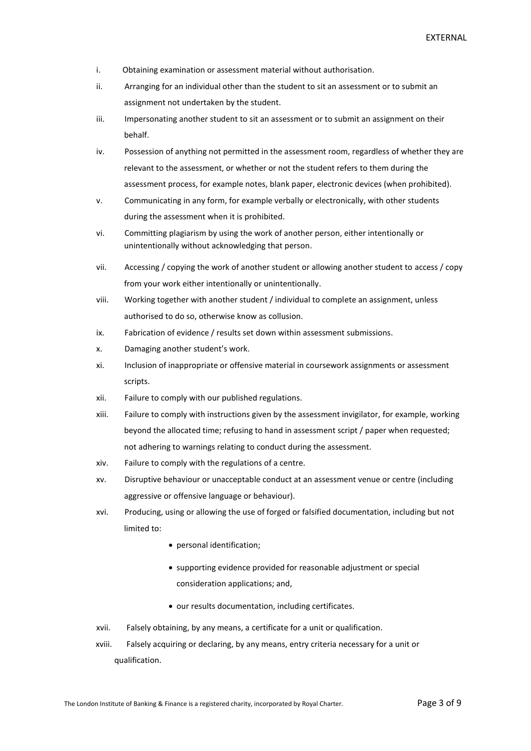i. Obtaining examination or assessment material without authorisation.

ii. Arranging for an individual other than the student to sit an assessment or to submit an assignment not undertaken by the student.

iii. Impersonating another student to sit an assessment or to submit an assignment on their behalf.

iv. Possession of anything not permitted in the assessment room, regardless of whether they are relevant to the assessment, or whether or not the student refers to them during the assessment process, for example notes, blank paper, electronic devices (when prohibited).

v. Communicating in any form, for example verbally or electronically, with other students during the assessment when it is prohibited.

vi. Committing plagiarism by using the work of another person, either intentionally or unintentionally without acknowledging that person.

vii. Accessing / copying the work of another student or allowing another student to access / copy from your work either intentionally or unintentionally.

viii. Working together with another student / individual to complete an assignment, unless authorised to do so, otherwise know as collusion.

ix. Fabrication of evidence / results set down within assessment submissions.

x. Damaging another student's work.

xi. Inclusion of inappropriate or offensive material in coursework assignments or assessment scripts.

xii. Failure to comply with our published regulations.

xiii. Failure to comply with instructions given by the assessment invigilator, for example, working beyond the allocated time; refusing to hand in assessment script / paper when requested; not adhering to warnings relating to conduct during the assessment.

xiv. Failure to comply with the regulations of a centre.

xv. Disruptive behaviour or unacceptable conduct at an assessment venue or centre (including aggressive or offensive language or behaviour).

xvi. Producing, using or allowing the use of forged or falsified documentation, including but not limited to:

- personal identification;
- supporting evidence provided for reasonable adjustment or special consideration applications; and,
- our results documentation, including certificates.

xvii. Falsely obtaining, by any means, a certificate for a unit or qualification.

xviii. Falsely acquiring or declaring, by any means, entry criteria necessary for a unit or qualification.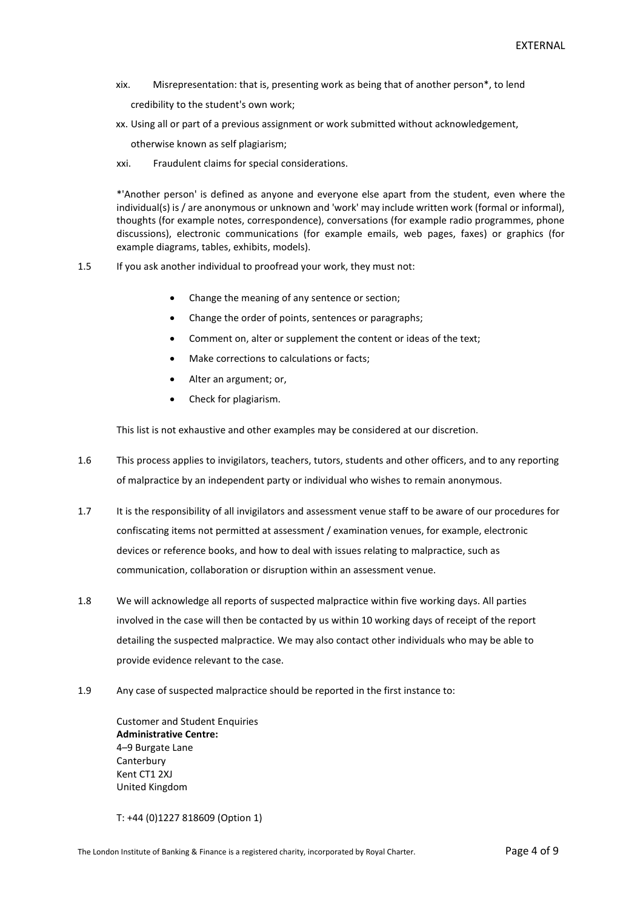xix. Misrepresentation: that is, presenting work as being that of another person*, to lend credibility to the student's own work;

xx. Using all or part of a previous assignment or work submitted without acknowledgement, otherwise known as self plagiarism;

xxi. Fraudulent claims for special considerations.

*'Another person' is defined as anyone and everyone else apart from the student, even where the individual(s) is / are anonymous or unknown and 'work' may include written work (formal or informal), thoughts (for example notes, correspondence), conversations (for example radio programmes, phone discussions), electronic communications (for example emails, web pages, faxes) or graphics (for example diagrams, tables, exhibits, models).

1.5 If you ask another individual to proofread your work, they must not:

- Change the meaning of any sentence or section;
- Change the order of points, sentences or paragraphs;
- Comment on, alter or supplement the content or ideas of the text;
- Make corrections to calculations or facts;
- Alter an argument; or,
- Check for plagiarism.

This list is not exhaustive and other examples may be considered at our discretion.

1.6 This process applies to invigilators, teachers, tutors, students and other officers, and to any reporting of malpractice by an independent party or individual who wishes to remain anonymous.

1.7 It is the responsibility of all invigilators and assessment venue staff to be aware of our procedures for confiscating items not permitted at assessment / examination venues, for example, electronic devices or reference books, and how to deal with issues relating to malpractice, such as communication, collaboration or disruption within an assessment venue.

1.8 We will acknowledge all reports of suspected malpractice within five working days. All parties involved in the case will then be contacted by us within 10 working days of receipt of the report detailing the suspected malpractice. We may also contact other individuals who may be able to provide evidence relevant to the case.

1.9 Any case of suspected malpractice should be reported in the first instance to:

Customer and Student Enquiries
**Administrative Centre:**
4–9 Burgate Lane
Canterbury
Kent CT1 2XJ
United Kingdom

T: +44 (0)1227 818609 (Option 1)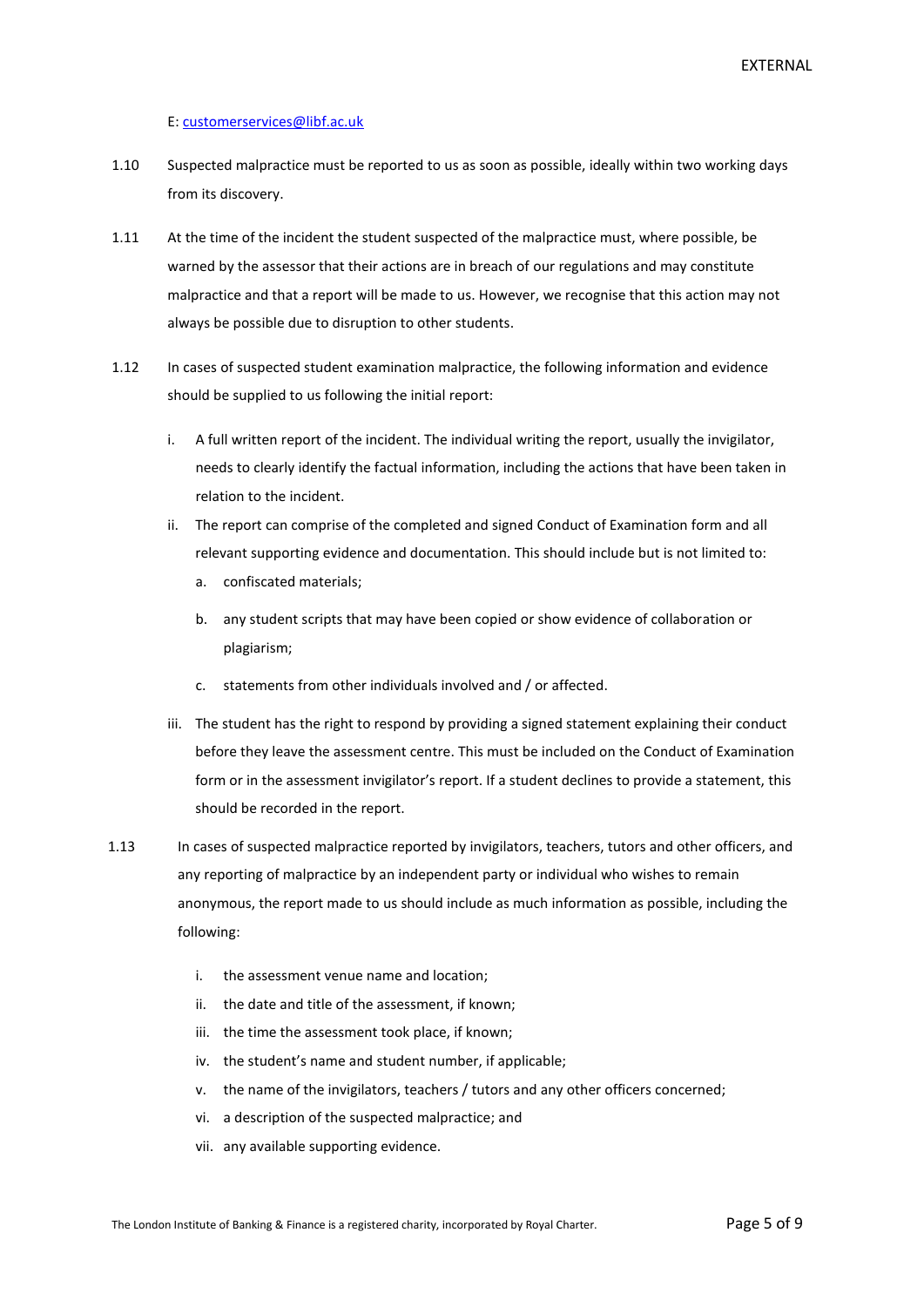E: [customerservices@libf.ac.uk](mailto:customerservices@libf.ac.uk)

1.10 Suspected malpractice must be reported to us as soon as possible, ideally within two working days from its discovery.

1.11 At the time of the incident the student suspected of the malpractice must, where possible, be warned by the assessor that their actions are in breach of our regulations and may constitute malpractice and that a report will be made to us. However, we recognise that this action may not always be possible due to disruption to other students.

1.12 In cases of suspected student examination malpractice, the following information and evidence should be supplied to us following the initial report:

- i. A full written report of the incident. The individual writing the report, usually the invigilator, needs to clearly identify the factual information, including the actions that have been taken in relation to the incident.
- ii. The report can comprise of the completed and signed Conduct of Examination form and all relevant supporting evidence and documentation. This should include but is not limited to:
  - a. confiscated materials;
  - b. any student scripts that may have been copied or show evidence of collaboration or plagiarism;
  - c. statements from other individuals involved and / or affected.
- iii. The student has the right to respond by providing a signed statement explaining their conduct before they leave the assessment centre. This must be included on the Conduct of Examination form or in the assessment invigilator's report. If a student declines to provide a statement, this should be recorded in the report.

1.13 In cases of suspected malpractice reported by invigilators, teachers, tutors and other officers, and any reporting of malpractice by an independent party or individual who wishes to remain anonymous, the report made to us should include as much information as possible, including the following:

- i. the assessment venue name and location;
- ii. the date and title of the assessment, if known;
- iii. the time the assessment took place, if known;
- iv. the student's name and student number, if applicable;
- v. the name of the invigilators, teachers / tutors and any other officers concerned;
- vi. a description of the suspected malpractice; and
- vii. any available supporting evidence.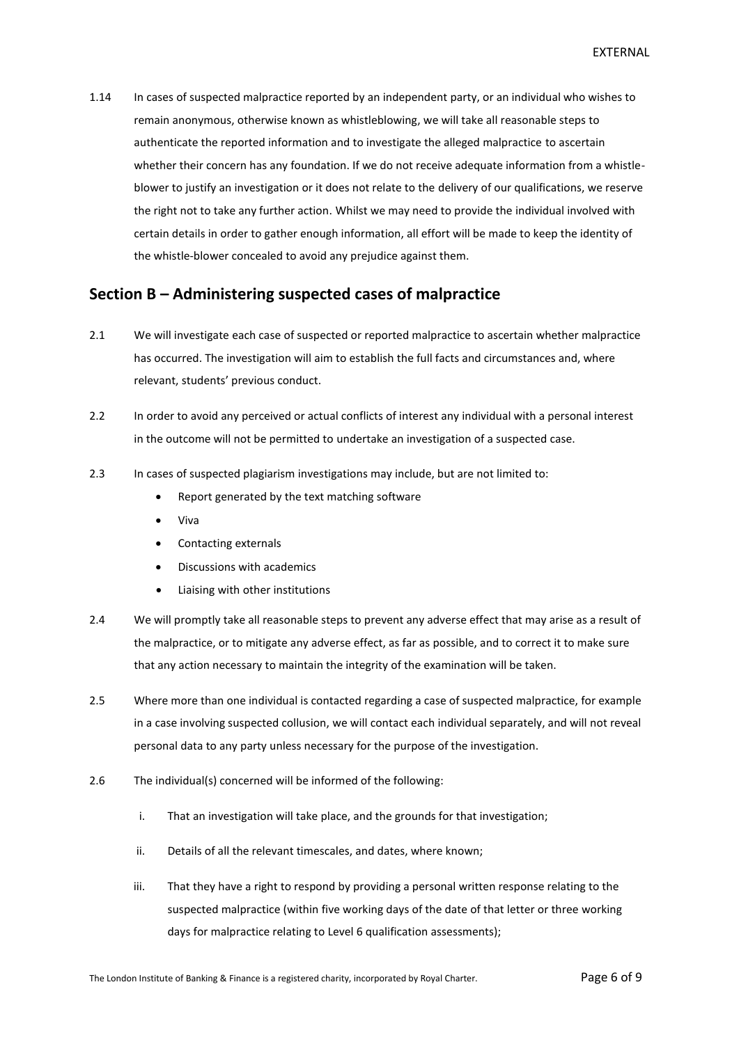1.14 In cases of suspected malpractice reported by an independent party, or an individual who wishes to remain anonymous, otherwise known as whistleblowing, we will take all reasonable steps to authenticate the reported information and to investigate the alleged malpractice to ascertain whether their concern has any foundation. If we do not receive adequate information from a whistle-blower to justify an investigation or it does not relate to the delivery of our qualifications, we reserve the right not to take any further action. Whilst we may need to provide the individual involved with certain details in order to gather enough information, all effort will be made to keep the identity of the whistle-blower concealed to avoid any prejudice against them.

## Section B – Administering suspected cases of malpractice

2.1 We will investigate each case of suspected or reported malpractice to ascertain whether malpractice has occurred. The investigation will aim to establish the full facts and circumstances and, where relevant, students' previous conduct.

2.2 In order to avoid any perceived or actual conflicts of interest any individual with a personal interest in the outcome will not be permitted to undertake an investigation of a suspected case.

2.3 In cases of suspected plagiarism investigations may include, but are not limited to:

- Report generated by the text matching software
- Viva
- Contacting externals
- Discussions with academics
- Liaising with other institutions

2.4 We will promptly take all reasonable steps to prevent any adverse effect that may arise as a result of the malpractice, or to mitigate any adverse effect, as far as possible, and to correct it to make sure that any action necessary to maintain the integrity of the examination will be taken.

2.5 Where more than one individual is contacted regarding a case of suspected malpractice, for example in a case involving suspected collusion, we will contact each individual separately, and will not reveal personal data to any party unless necessary for the purpose of the investigation.

2.6 The individual(s) concerned will be informed of the following:

i. That an investigation will take place, and the grounds for that investigation;

ii. Details of all the relevant timescales, and dates, where known;

iii. That they have a right to respond by providing a personal written response relating to the suspected malpractice (within five working days of the date of that letter or three working days for malpractice relating to Level 6 qualification assessments);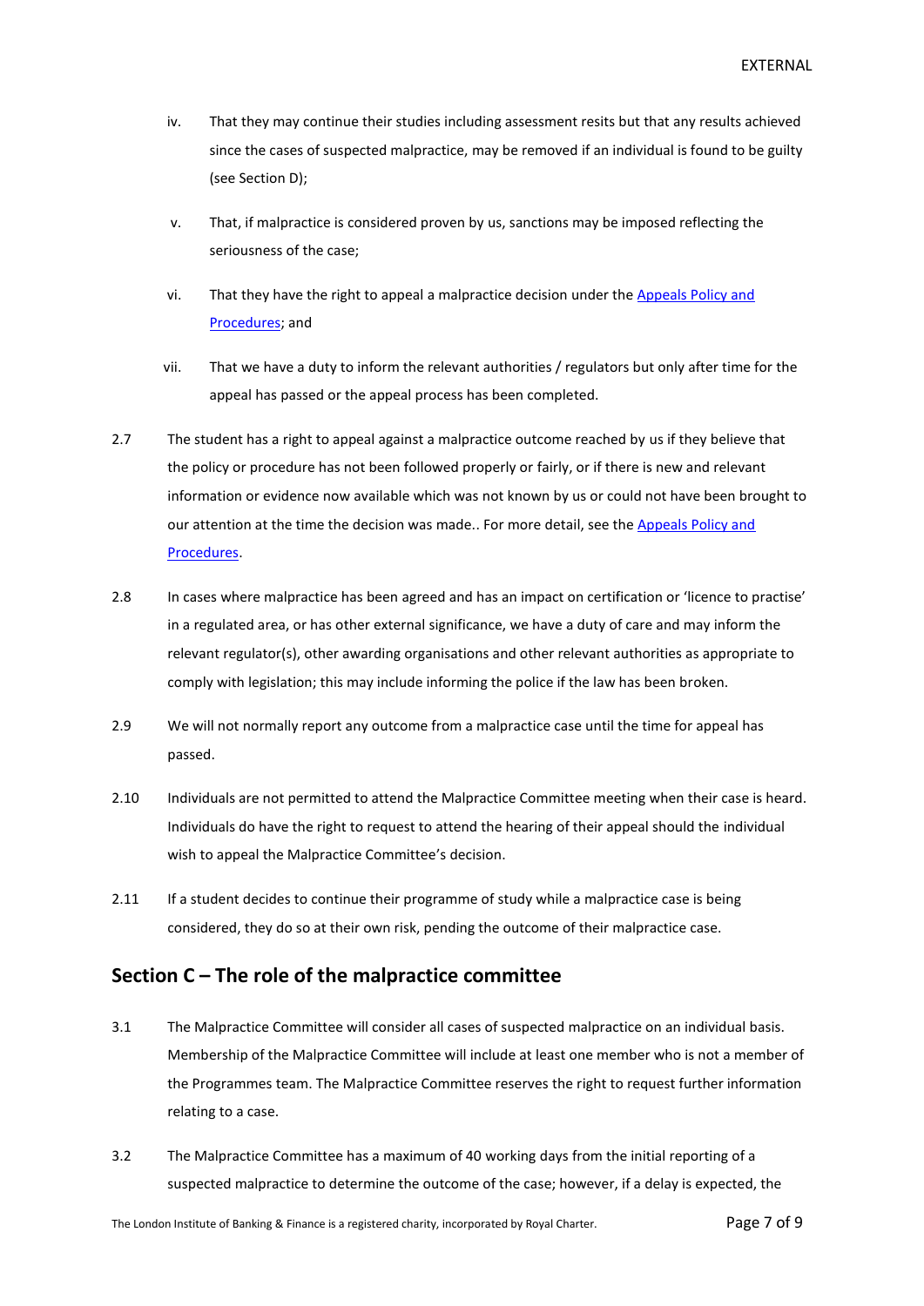iv. That they may continue their studies including assessment resits but that any results achieved since the cases of suspected malpractice, may be removed if an individual is found to be guilty (see Section D);

v. That, if malpractice is considered proven by us, sanctions may be imposed reflecting the seriousness of the case;

vi. That they have the right to appeal a malpractice decision under the Appeals Policy and Procedures; and

vii. That we have a duty to inform the relevant authorities / regulators but only after time for the appeal has passed or the appeal process has been completed.

2.7 The student has a right to appeal against a malpractice outcome reached by us if they believe that the policy or procedure has not been followed properly or fairly, or if there is new and relevant information or evidence now available which was not known by us or could not have been brought to our attention at the time the decision was made.. For more detail, see the Appeals Policy and Procedures.

2.8 In cases where malpractice has been agreed and has an impact on certification or 'licence to practise' in a regulated area, or has other external significance, we have a duty of care and may inform the relevant regulator(s), other awarding organisations and other relevant authorities as appropriate to comply with legislation; this may include informing the police if the law has been broken.

2.9 We will not normally report any outcome from a malpractice case until the time for appeal has passed.

2.10 Individuals are not permitted to attend the Malpractice Committee meeting when their case is heard. Individuals do have the right to request to attend the hearing of their appeal should the individual wish to appeal the Malpractice Committee's decision.

2.11 If a student decides to continue their programme of study while a malpractice case is being considered, they do so at their own risk, pending the outcome of their malpractice case.

## Section C – The role of the malpractice committee

3.1 The Malpractice Committee will consider all cases of suspected malpractice on an individual basis. Membership of the Malpractice Committee will include at least one member who is not a member of the Programmes team. The Malpractice Committee reserves the right to request further information relating to a case.

3.2 The Malpractice Committee has a maximum of 40 working days from the initial reporting of a suspected malpractice to determine the outcome of the case; however, if a delay is expected, the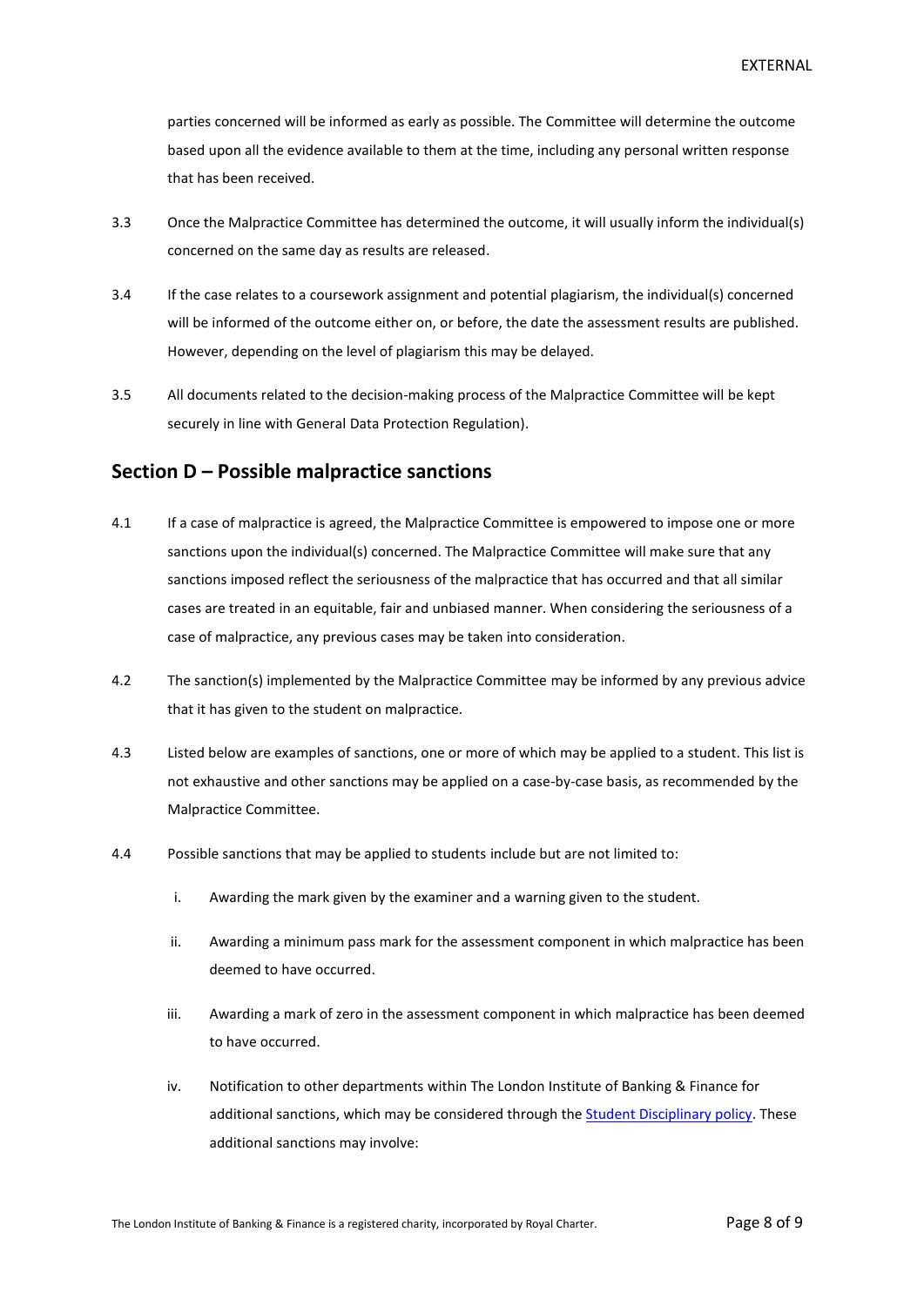parties concerned will be informed as early as possible. The Committee will determine the outcome based upon all the evidence available to them at the time, including any personal written response that has been received.

3.3 Once the Malpractice Committee has determined the outcome, it will usually inform the individual(s) concerned on the same day as results are released.

3.4 If the case relates to a coursework assignment and potential plagiarism, the individual(s) concerned will be informed of the outcome either on, or before, the date the assessment results are published. However, depending on the level of plagiarism this may be delayed.

3.5 All documents related to the decision-making process of the Malpractice Committee will be kept securely in line with General Data Protection Regulation).

## Section D – Possible malpractice sanctions

4.1 If a case of malpractice is agreed, the Malpractice Committee is empowered to impose one or more sanctions upon the individual(s) concerned. The Malpractice Committee will make sure that any sanctions imposed reflect the seriousness of the malpractice that has occurred and that all similar cases are treated in an equitable, fair and unbiased manner. When considering the seriousness of a case of malpractice, any previous cases may be taken into consideration.

4.2 The sanction(s) implemented by the Malpractice Committee may be informed by any previous advice that it has given to the student on malpractice.

4.3 Listed below are examples of sanctions, one or more of which may be applied to a student. This list is not exhaustive and other sanctions may be applied on a case-by-case basis, as recommended by the Malpractice Committee.

4.4 Possible sanctions that may be applied to students include but are not limited to:

i. Awarding the mark given by the examiner and a warning given to the student.

ii. Awarding a minimum pass mark for the assessment component in which malpractice has been deemed to have occurred.

iii. Awarding a mark of zero in the assessment component in which malpractice has been deemed to have occurred.

iv. Notification to other departments within The London Institute of Banking & Finance for additional sanctions, which may be considered through the Student Disciplinary policy. These additional sanctions may involve: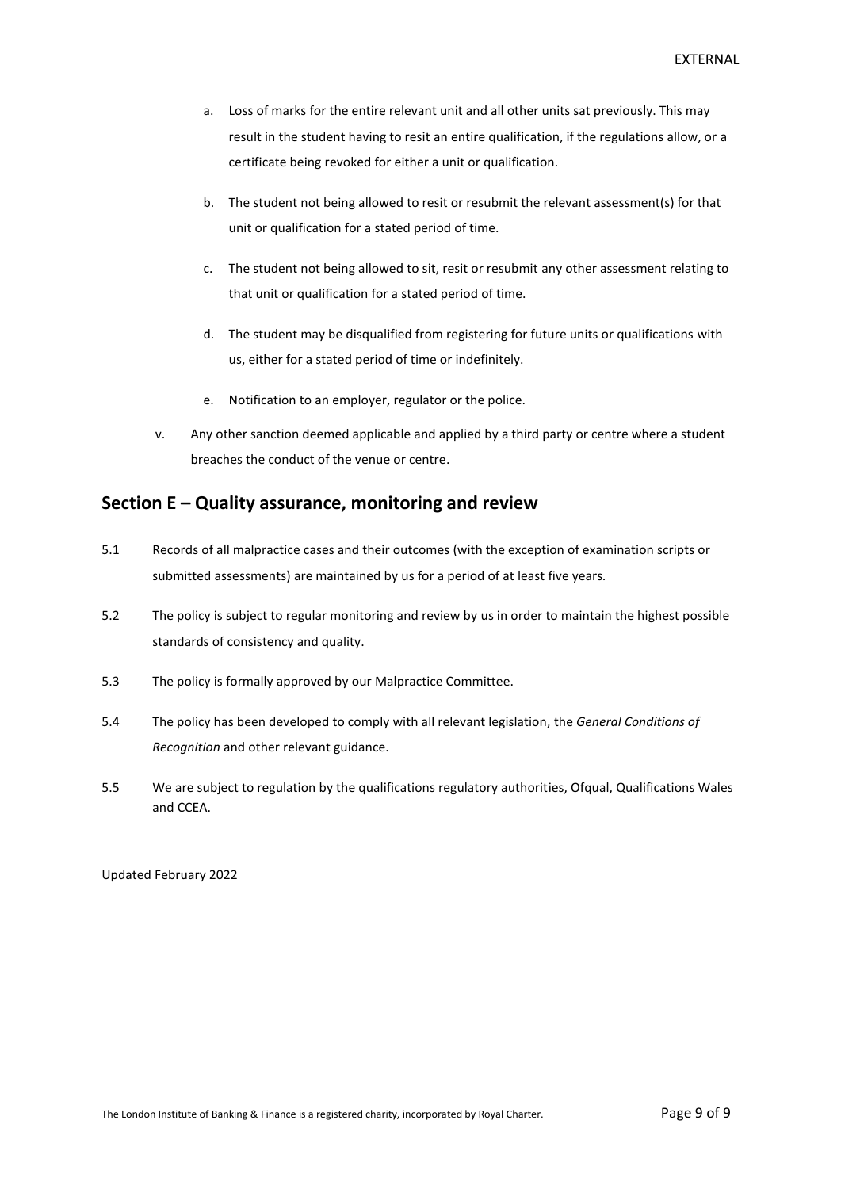a. Loss of marks for the entire relevant unit and all other units sat previously. This may result in the student having to resit an entire qualification, if the regulations allow, or a certificate being revoked for either a unit or qualification.

b. The student not being allowed to resit or resubmit the relevant assessment(s) for that unit or qualification for a stated period of time.

c. The student not being allowed to sit, resit or resubmit any other assessment relating to that unit or qualification for a stated period of time.

d. The student may be disqualified from registering for future units or qualifications with us, either for a stated period of time or indefinitely.

e. Notification to an employer, regulator or the police.

v. Any other sanction deemed applicable and applied by a third party or centre where a student breaches the conduct of the venue or centre.

## Section E – Quality assurance, monitoring and review

5.1 Records of all malpractice cases and their outcomes (with the exception of examination scripts or submitted assessments) are maintained by us for a period of at least five years.

5.2 The policy is subject to regular monitoring and review by us in order to maintain the highest possible standards of consistency and quality.

5.3 The policy is formally approved by our Malpractice Committee.

5.4 The policy has been developed to comply with all relevant legislation, the *General Conditions of Recognition* and other relevant guidance.

5.5 We are subject to regulation by the qualifications regulatory authorities, Ofqual, Qualifications Wales and CCEA.

Updated February 2022